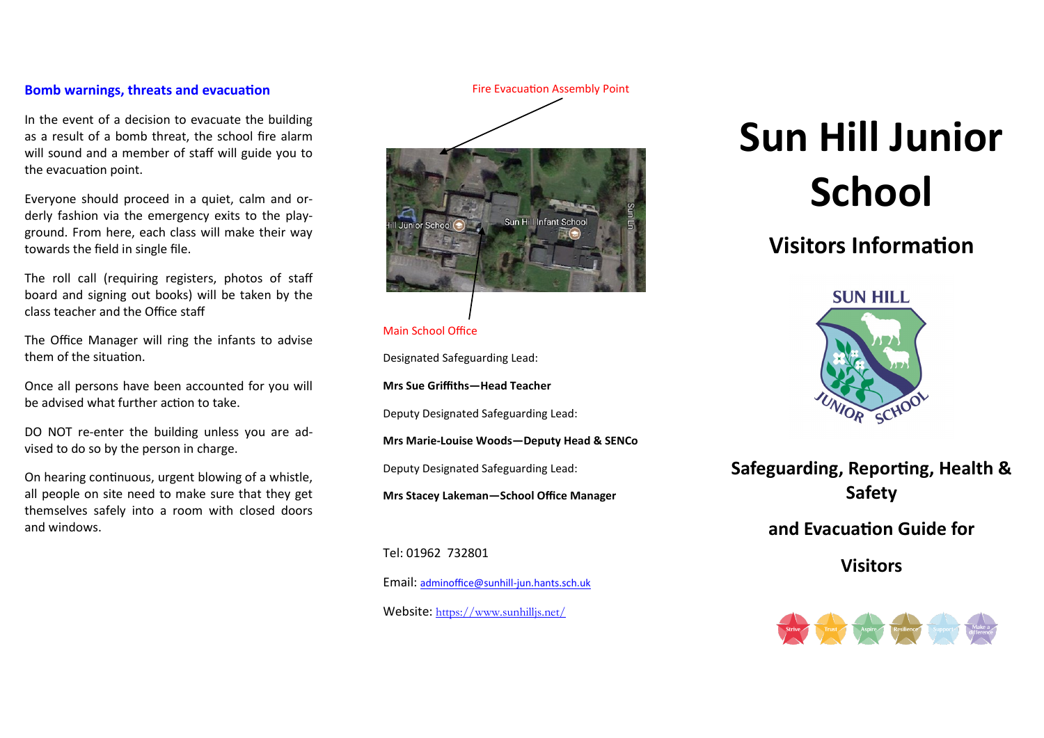## Bomb warnings, threats and evacuation

In the event of a decision to evacuate the building as a result of a bomb threat, the school fire alarm will sound and a member of staff will guide you to the evacuation point.

Everyone should proceed in a quiet, calm and orderly fashion via the emergency exits to the playground. From here, each class will make their way towards the field in single file.

The roll call (requiring registers, photos of staff board and signing out books) will be taken by the class teacher and the Office staff

The Office Manager will ring the infants to advise them of the situation.

Once all persons have been accounted for you will be advised what further action to take.

DO NOT re-enter the building unless you are advised to do so by the person in charge.

On hearing continuous, urgent blowing of a whistle, all people on site need to make sure that they get themselves safely into a room with closed doors and windows.

Fire Evacuation Assembly Point

Main School Office

Designated Safeguarding Lead:

**Mrs Sue Griffiths—Head Teacher**

Deputy Designated Safeguarding Lead:

**Mrs Marie-Louise Woods—Deputy Head & SENCo**

Deputy Designated Safeguarding Lead:

**Mrs Stacey Lakeman—School Office Manager**

Tel: 01962 732801

Email: adminoffice@sunhill-jun.hants.sch.uk

Website: https://www.sunhilljs.net/

# Sun Hill Junior School

## Visitors Information

## Safeguarding, Reporting, Health & Safety

## and Evacuation Guide for

## Visitors

Strive · Trust · Aspire · Resilience · Support · Make a difference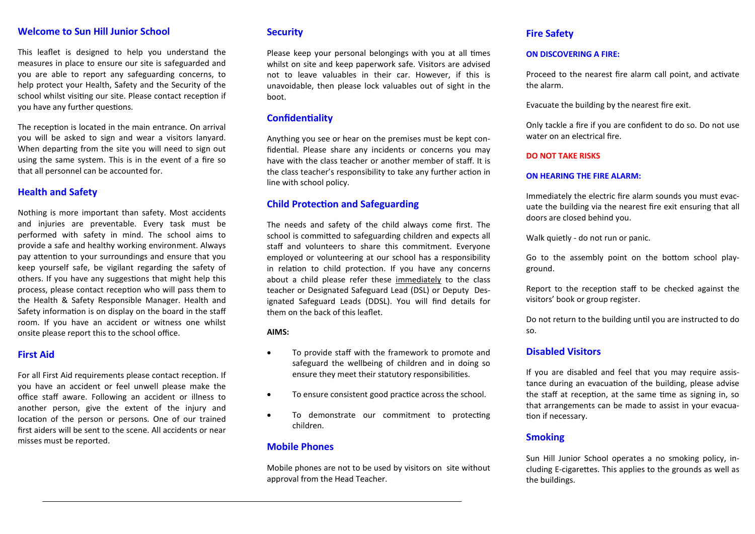## Welcome to Sun Hill Junior School

This leaflet is designed to help you understand the measures in place to ensure our site is safeguarded and you are able to report any safeguarding concerns, to help protect your Health, Safety and the Security of the school whilst visiting our site. Please contact reception if you have any further questions.

The reception is located in the main entrance. On arrival you will be asked to sign and wear a visitors lanyard. When departing from the site you will need to sign out using the same system. This is in the event of a fire so that all personnel can be accounted for.

## Health and Safety

Nothing is more important than safety. Most accidents and injuries are preventable. Every task must be performed with safety in mind. The school aims to provide a safe and healthy working environment. Always pay attention to your surroundings and ensure that you keep yourself safe, be vigilant regarding the safety of others. If you have any suggestions that might help this process, please contact reception who will pass them to the Health & Safety Responsible Manager. Health and Safety information is on display on the board in the staff room. If you have an accident or witness one whilst onsite please report this to the school office.

## First Aid

For all First Aid requirements please contact reception. If you have an accident or feel unwell please make the office staff aware. Following an accident or illness to another person, give the extent of the injury and location of the person or persons. One of our trained first aiders will be sent to the scene. All accidents or near misses must be reported.

## Security

Please keep your personal belongings with you at all times whilst on site and keep paperwork safe. Visitors are advised not to leave valuables in their car. However, if this is unavoidable, then please lock valuables out of sight in the boot.

## Confidentiality

Anything you see or hear on the premises must be kept confidential. Please share any incidents or concerns you may have with the class teacher or another member of staff. It is the class teacher's responsibility to take any further action in line with school policy.

## Child Protection and Safeguarding

The needs and safety of the child always come first. The school is committed to safeguarding children and expects all staff and volunteers to share this commitment. Everyone employed or volunteering at our school has a responsibility in relation to child protection. If you have any concerns about a child please refer these immediately to the class teacher or Designated Safeguard Lead (DSL) or Deputy Designated Safeguard Leads (DDSL). You will find details for them on the back of this leaflet.

**AIMS:**

- To provide staff with the framework to promote and safeguard the wellbeing of children and in doing so ensure they meet their statutory responsibilities.
- To ensure consistent good practice across the school.
- To demonstrate our commitment to protecting children.

## Mobile Phones

Mobile phones are not to be used by visitors on site without approval from the Head Teacher.

## Fire Safety

**ON DISCOVERING A FIRE:**

Proceed to the nearest fire alarm call point, and activate the alarm.

Evacuate the building by the nearest fire exit.

Only tackle a fire if you are confident to do so. Do not use water on an electrical fire.

**DO NOT TAKE RISKS**

**ON HEARING THE FIRE ALARM:**

Immediately the electric fire alarm sounds you must evacuate the building via the nearest fire exit ensuring that all doors are closed behind you.

Walk quietly - do not run or panic.

Go to the assembly point on the bottom school playground.

Report to the reception staff to be checked against the visitors' book or group register.

Do not return to the building until you are instructed to do so.

## Disabled Visitors

If you are disabled and feel that you may require assistance during an evacuation of the building, please advise the staff at reception, at the same time as signing in, so that arrangements can be made to assist in your evacuation if necessary.

## Smoking

Sun Hill Junior School operates a no smoking policy, including E-cigarettes. This applies to the grounds as well as the buildings.